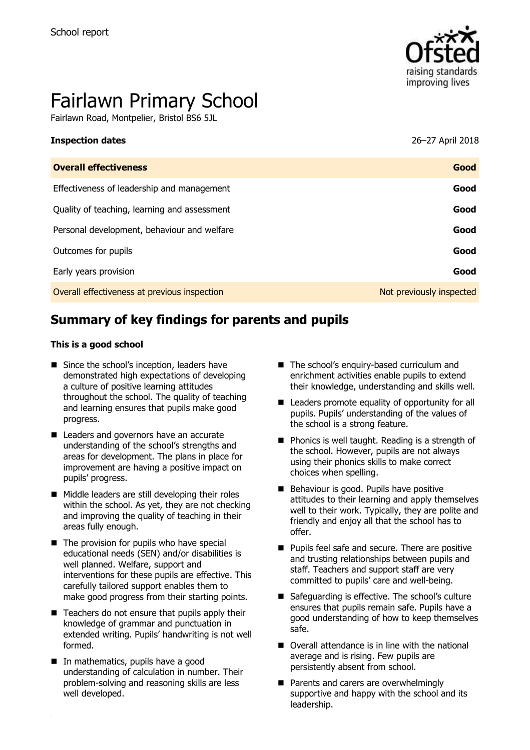School report

# Fairlawn Primary School

Fairlawn Road, Montpelier, Bristol BS6 5JL

| **Inspection dates** | 26–27 April 2018 |
| --- | --- |
| **Overall effectiveness** | **Good** |
| Effectiveness of leadership and management | **Good** |
| Quality of teaching, learning and assessment | **Good** |
| Personal development, behaviour and welfare | **Good** |
| Outcomes for pupils | **Good** |
| Early years provision | **Good** |
| Overall effectiveness at previous inspection | Not previously inspected |

## Summary of key findings for parents and pupils

**This is a good school**

- Since the school's inception, leaders have demonstrated high expectations of developing a culture of positive learning attitudes throughout the school. The quality of teaching and learning ensures that pupils make good progress.
- Leaders and governors have an accurate understanding of the school's strengths and areas for development. The plans in place for improvement are having a positive impact on pupils' progress.
- Middle leaders are still developing their roles within the school. As yet, they are not checking and improving the quality of teaching in their areas fully enough.
- The provision for pupils who have special educational needs (SEN) and/or disabilities is well planned. Welfare, support and interventions for these pupils are effective. This carefully tailored support enables them to make good progress from their starting points.
- Teachers do not ensure that pupils apply their knowledge of grammar and punctuation in extended writing. Pupils' handwriting is not well formed.
- In mathematics, pupils have a good understanding of calculation in number. Their problem-solving and reasoning skills are less well developed.
- The school's enquiry-based curriculum and enrichment activities enable pupils to extend their knowledge, understanding and skills well.
- Leaders promote equality of opportunity for all pupils. Pupils' understanding of the values of the school is a strong feature.
- Phonics is well taught. Reading is a strength of the school. However, pupils are not always using their phonics skills to make correct choices when spelling.
- Behaviour is good. Pupils have positive attitudes to their learning and apply themselves well to their work. Typically, they are polite and friendly and enjoy all that the school has to offer.
- Pupils feel safe and secure. There are positive and trusting relationships between pupils and staff. Teachers and support staff are very committed to pupils' care and well-being.
- Safeguarding is effective. The school's culture ensures that pupils remain safe. Pupils have a good understanding of how to keep themselves safe.
- Overall attendance is in line with the national average and is rising. Few pupils are persistently absent from school.
- Parents and carers are overwhelmingly supportive and happy with the school and its leadership.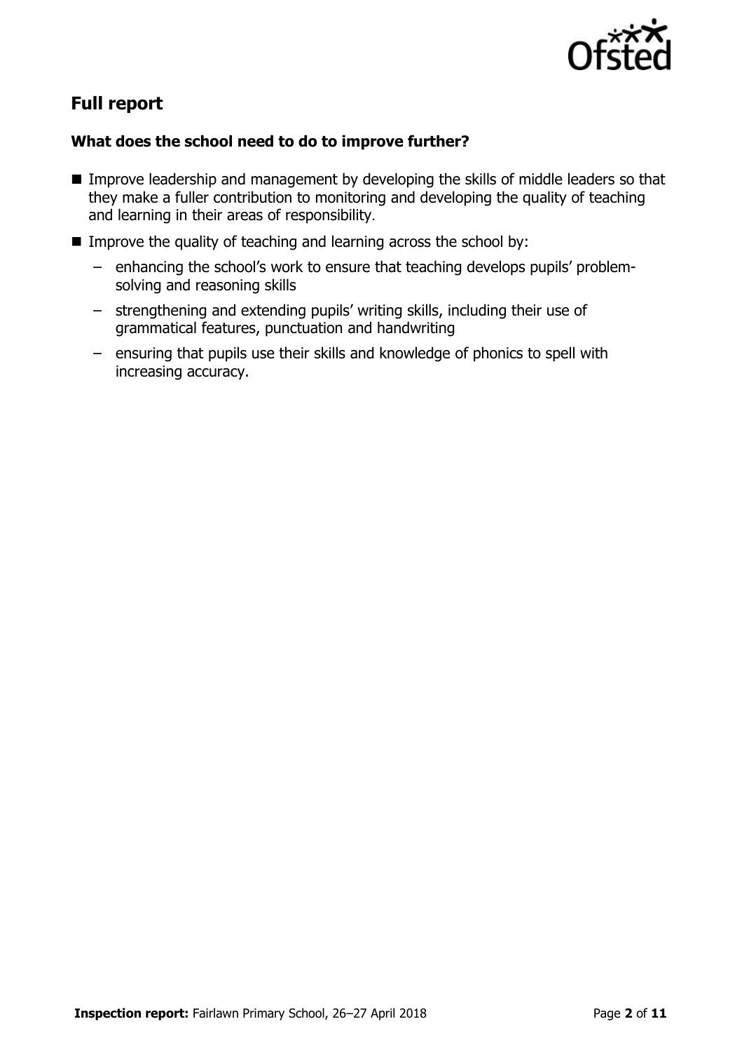## Full report

### What does the school need to do to improve further?

- Improve leadership and management by developing the skills of middle leaders so that they make a fuller contribution to monitoring and developing the quality of teaching and learning in their areas of responsibility.
- Improve the quality of teaching and learning across the school by:
  - enhancing the school's work to ensure that teaching develops pupils' problem-solving and reasoning skills
  - strengthening and extending pupils' writing skills, including their use of grammatical features, punctuation and handwriting
  - ensuring that pupils use their skills and knowledge of phonics to spell with increasing accuracy.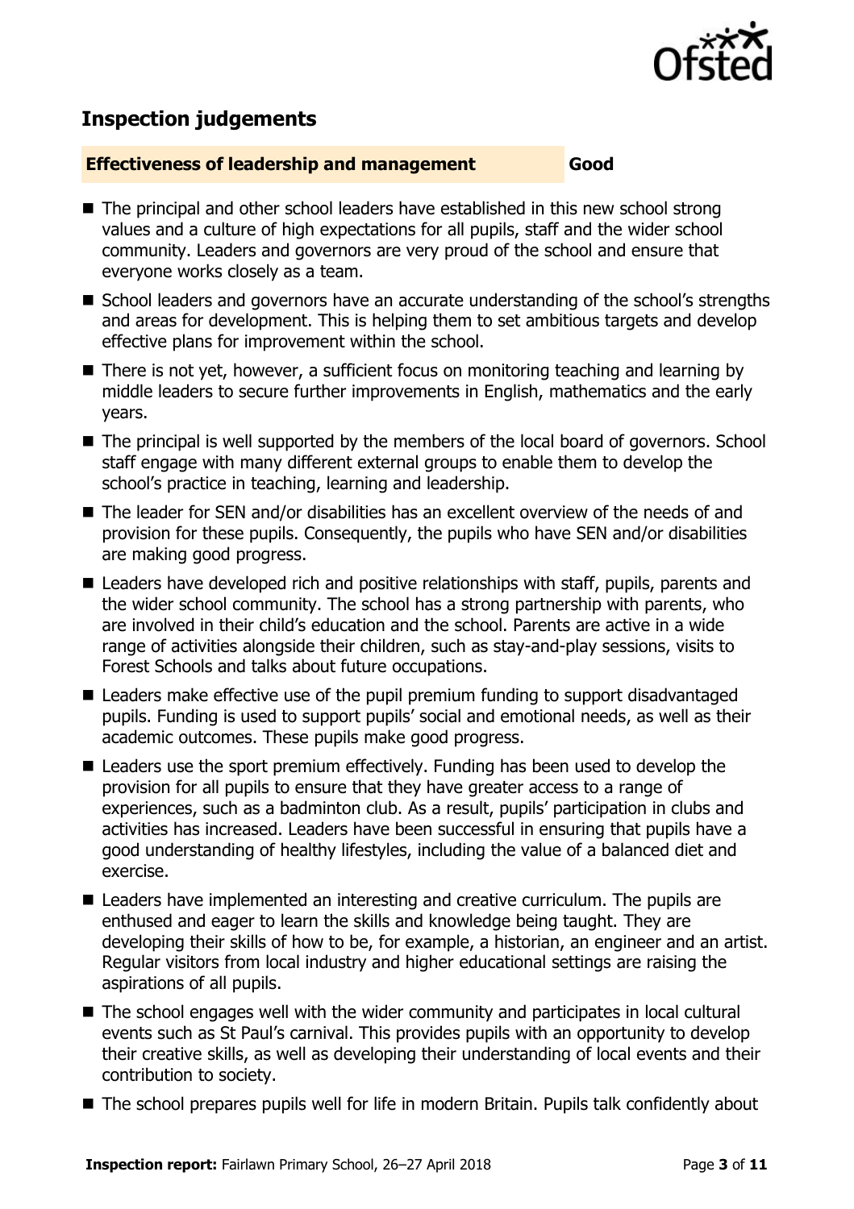## Inspection judgements

| **Effectiveness of leadership and management** | **Good** |
| --- | --- |

- The principal and other school leaders have established in this new school strong values and a culture of high expectations for all pupils, staff and the wider school community. Leaders and governors are very proud of the school and ensure that everyone works closely as a team.
- School leaders and governors have an accurate understanding of the school's strengths and areas for development. This is helping them to set ambitious targets and develop effective plans for improvement within the school.
- There is not yet, however, a sufficient focus on monitoring teaching and learning by middle leaders to secure further improvements in English, mathematics and the early years.
- The principal is well supported by the members of the local board of governors. School staff engage with many different external groups to enable them to develop the school's practice in teaching, learning and leadership.
- The leader for SEN and/or disabilities has an excellent overview of the needs of and provision for these pupils. Consequently, the pupils who have SEN and/or disabilities are making good progress.
- Leaders have developed rich and positive relationships with staff, pupils, parents and the wider school community. The school has a strong partnership with parents, who are involved in their child's education and the school. Parents are active in a wide range of activities alongside their children, such as stay-and-play sessions, visits to Forest Schools and talks about future occupations.
- Leaders make effective use of the pupil premium funding to support disadvantaged pupils. Funding is used to support pupils' social and emotional needs, as well as their academic outcomes. These pupils make good progress.
- Leaders use the sport premium effectively. Funding has been used to develop the provision for all pupils to ensure that they have greater access to a range of experiences, such as a badminton club. As a result, pupils' participation in clubs and activities has increased. Leaders have been successful in ensuring that pupils have a good understanding of healthy lifestyles, including the value of a balanced diet and exercise.
- Leaders have implemented an interesting and creative curriculum. The pupils are enthused and eager to learn the skills and knowledge being taught. They are developing their skills of how to be, for example, a historian, an engineer and an artist. Regular visitors from local industry and higher educational settings are raising the aspirations of all pupils.
- The school engages well with the wider community and participates in local cultural events such as St Paul's carnival. This provides pupils with an opportunity to develop their creative skills, as well as developing their understanding of local events and their contribution to society.
- The school prepares pupils well for life in modern Britain. Pupils talk confidently about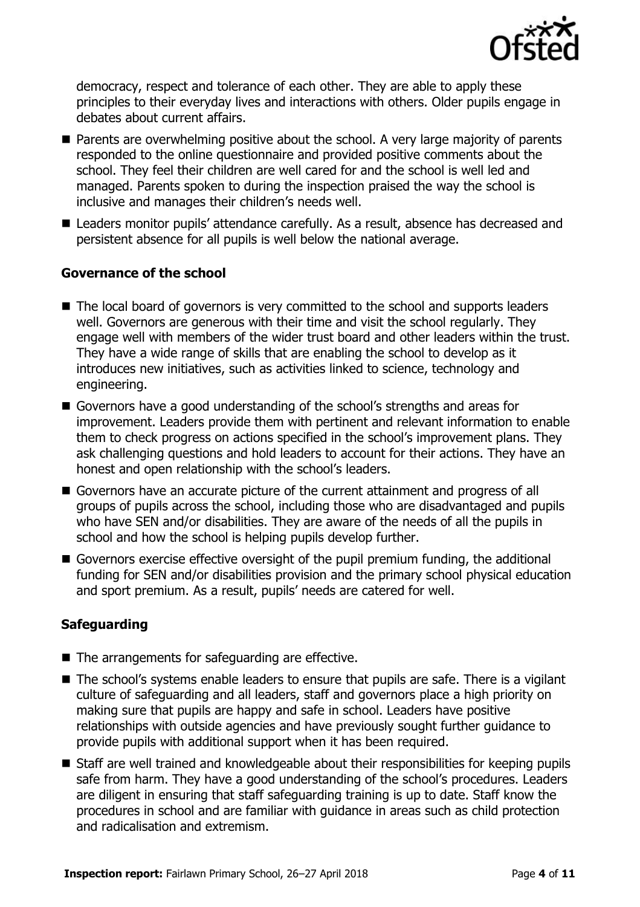democracy, respect and tolerance of each other. They are able to apply these principles to their everyday lives and interactions with others. Older pupils engage in debates about current affairs.

- Parents are overwhelming positive about the school. A very large majority of parents responded to the online questionnaire and provided positive comments about the school. They feel their children are well cared for and the school is well led and managed. Parents spoken to during the inspection praised the way the school is inclusive and manages their children's needs well.
- Leaders monitor pupils' attendance carefully. As a result, absence has decreased and persistent absence for all pupils is well below the national average.

### Governance of the school

- The local board of governors is very committed to the school and supports leaders well. Governors are generous with their time and visit the school regularly. They engage well with members of the wider trust board and other leaders within the trust. They have a wide range of skills that are enabling the school to develop as it introduces new initiatives, such as activities linked to science, technology and engineering.
- Governors have a good understanding of the school's strengths and areas for improvement. Leaders provide them with pertinent and relevant information to enable them to check progress on actions specified in the school's improvement plans. They ask challenging questions and hold leaders to account for their actions. They have an honest and open relationship with the school's leaders.
- Governors have an accurate picture of the current attainment and progress of all groups of pupils across the school, including those who are disadvantaged and pupils who have SEN and/or disabilities. They are aware of the needs of all the pupils in school and how the school is helping pupils develop further.
- Governors exercise effective oversight of the pupil premium funding, the additional funding for SEN and/or disabilities provision and the primary school physical education and sport premium. As a result, pupils' needs are catered for well.

### Safeguarding

- The arrangements for safeguarding are effective.
- The school's systems enable leaders to ensure that pupils are safe. There is a vigilant culture of safeguarding and all leaders, staff and governors place a high priority on making sure that pupils are happy and safe in school. Leaders have positive relationships with outside agencies and have previously sought further guidance to provide pupils with additional support when it has been required.
- Staff are well trained and knowledgeable about their responsibilities for keeping pupils safe from harm. They have a good understanding of the school's procedures. Leaders are diligent in ensuring that staff safeguarding training is up to date. Staff know the procedures in school and are familiar with guidance in areas such as child protection and radicalisation and extremism.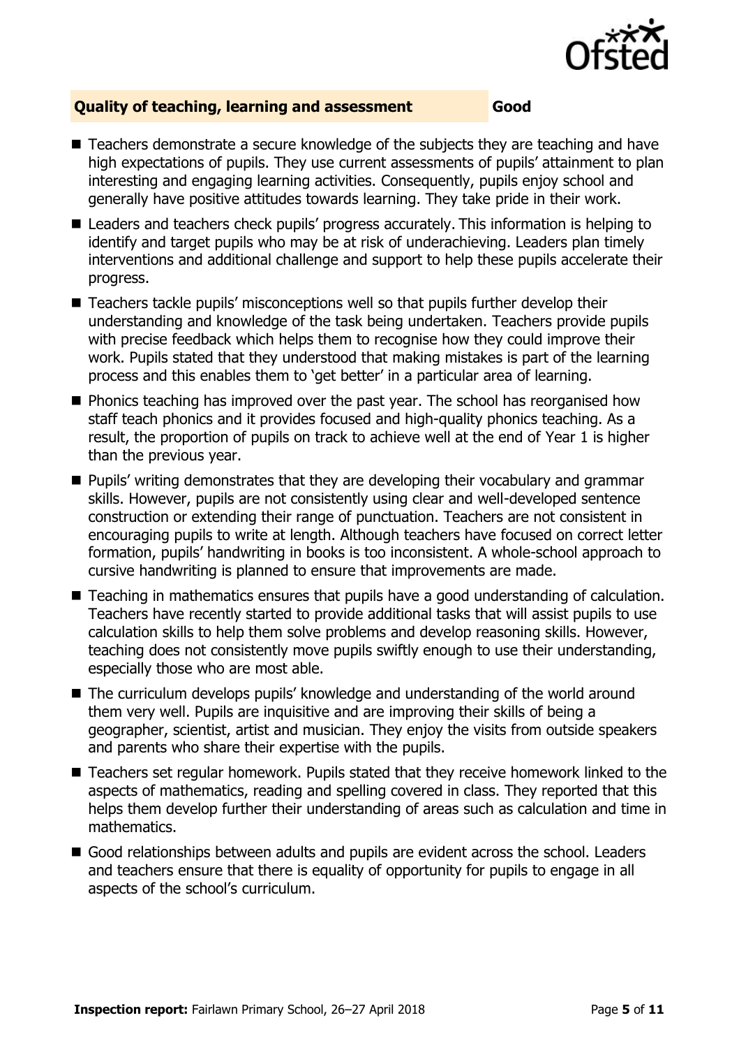## Quality of teaching, learning and assessment — Good

- Teachers demonstrate a secure knowledge of the subjects they are teaching and have high expectations of pupils. They use current assessments of pupils' attainment to plan interesting and engaging learning activities. Consequently, pupils enjoy school and generally have positive attitudes towards learning. They take pride in their work.
- Leaders and teachers check pupils' progress accurately. This information is helping to identify and target pupils who may be at risk of underachieving. Leaders plan timely interventions and additional challenge and support to help these pupils accelerate their progress.
- Teachers tackle pupils' misconceptions well so that pupils further develop their understanding and knowledge of the task being undertaken. Teachers provide pupils with precise feedback which helps them to recognise how they could improve their work. Pupils stated that they understood that making mistakes is part of the learning process and this enables them to 'get better' in a particular area of learning.
- Phonics teaching has improved over the past year. The school has reorganised how staff teach phonics and it provides focused and high-quality phonics teaching. As a result, the proportion of pupils on track to achieve well at the end of Year 1 is higher than the previous year.
- Pupils' writing demonstrates that they are developing their vocabulary and grammar skills. However, pupils are not consistently using clear and well-developed sentence construction or extending their range of punctuation. Teachers are not consistent in encouraging pupils to write at length. Although teachers have focused on correct letter formation, pupils' handwriting in books is too inconsistent. A whole-school approach to cursive handwriting is planned to ensure that improvements are made.
- Teaching in mathematics ensures that pupils have a good understanding of calculation. Teachers have recently started to provide additional tasks that will assist pupils to use calculation skills to help them solve problems and develop reasoning skills. However, teaching does not consistently move pupils swiftly enough to use their understanding, especially those who are most able.
- The curriculum develops pupils' knowledge and understanding of the world around them very well. Pupils are inquisitive and are improving their skills of being a geographer, scientist, artist and musician. They enjoy the visits from outside speakers and parents who share their expertise with the pupils.
- Teachers set regular homework. Pupils stated that they receive homework linked to the aspects of mathematics, reading and spelling covered in class. They reported that this helps them develop further their understanding of areas such as calculation and time in mathematics.
- Good relationships between adults and pupils are evident across the school. Leaders and teachers ensure that there is equality of opportunity for pupils to engage in all aspects of the school's curriculum.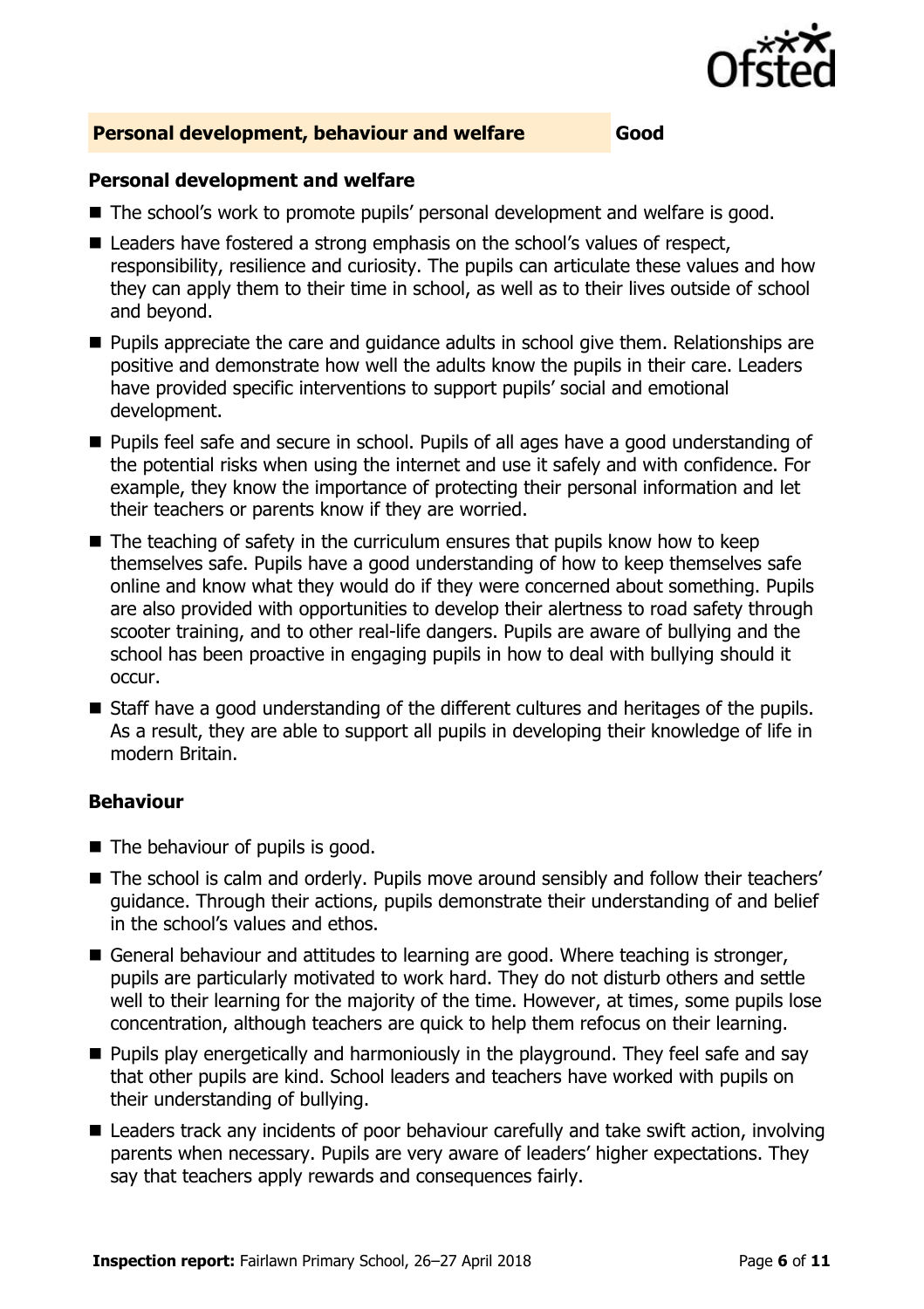## Personal development, behaviour and welfare — Good

### Personal development and welfare

- The school's work to promote pupils' personal development and welfare is good.
- Leaders have fostered a strong emphasis on the school's values of respect, responsibility, resilience and curiosity. The pupils can articulate these values and how they can apply them to their time in school, as well as to their lives outside of school and beyond.
- Pupils appreciate the care and guidance adults in school give them. Relationships are positive and demonstrate how well the adults know the pupils in their care. Leaders have provided specific interventions to support pupils' social and emotional development.
- Pupils feel safe and secure in school. Pupils of all ages have a good understanding of the potential risks when using the internet and use it safely and with confidence. For example, they know the importance of protecting their personal information and let their teachers or parents know if they are worried.
- The teaching of safety in the curriculum ensures that pupils know how to keep themselves safe. Pupils have a good understanding of how to keep themselves safe online and know what they would do if they were concerned about something. Pupils are also provided with opportunities to develop their alertness to road safety through scooter training, and to other real-life dangers. Pupils are aware of bullying and the school has been proactive in engaging pupils in how to deal with bullying should it occur.
- Staff have a good understanding of the different cultures and heritages of the pupils. As a result, they are able to support all pupils in developing their knowledge of life in modern Britain.

### Behaviour

- The behaviour of pupils is good.
- The school is calm and orderly. Pupils move around sensibly and follow their teachers' guidance. Through their actions, pupils demonstrate their understanding of and belief in the school's values and ethos.
- General behaviour and attitudes to learning are good. Where teaching is stronger, pupils are particularly motivated to work hard. They do not disturb others and settle well to their learning for the majority of the time. However, at times, some pupils lose concentration, although teachers are quick to help them refocus on their learning.
- Pupils play energetically and harmoniously in the playground. They feel safe and say that other pupils are kind. School leaders and teachers have worked with pupils on their understanding of bullying.
- Leaders track any incidents of poor behaviour carefully and take swift action, involving parents when necessary. Pupils are very aware of leaders' higher expectations. They say that teachers apply rewards and consequences fairly.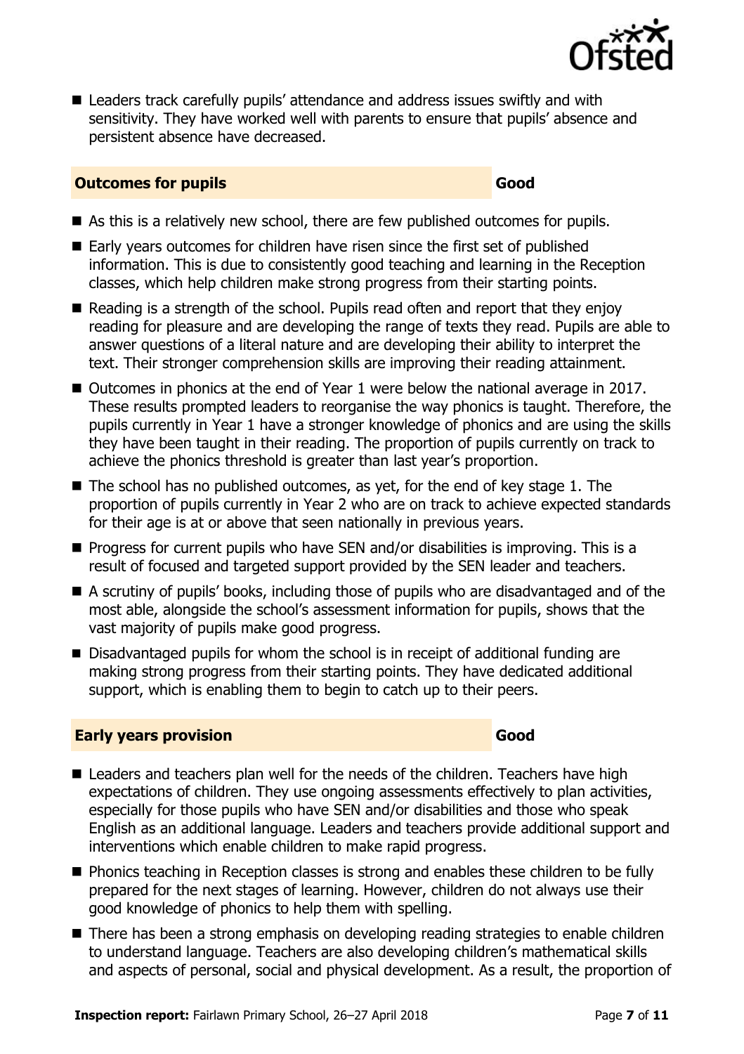- Leaders track carefully pupils' attendance and address issues swiftly and with sensitivity. They have worked well with parents to ensure that pupils' absence and persistent absence have decreased.

## Outcomes for pupils — Good

- As this is a relatively new school, there are few published outcomes for pupils.
- Early years outcomes for children have risen since the first set of published information. This is due to consistently good teaching and learning in the Reception classes, which help children make strong progress from their starting points.
- Reading is a strength of the school. Pupils read often and report that they enjoy reading for pleasure and are developing the range of texts they read. Pupils are able to answer questions of a literal nature and are developing their ability to interpret the text. Their stronger comprehension skills are improving their reading attainment.
- Outcomes in phonics at the end of Year 1 were below the national average in 2017. These results prompted leaders to reorganise the way phonics is taught. Therefore, the pupils currently in Year 1 have a stronger knowledge of phonics and are using the skills they have been taught in their reading. The proportion of pupils currently on track to achieve the phonics threshold is greater than last year's proportion.
- The school has no published outcomes, as yet, for the end of key stage 1. The proportion of pupils currently in Year 2 who are on track to achieve expected standards for their age is at or above that seen nationally in previous years.
- Progress for current pupils who have SEN and/or disabilities is improving. This is a result of focused and targeted support provided by the SEN leader and teachers.
- A scrutiny of pupils' books, including those of pupils who are disadvantaged and of the most able, alongside the school's assessment information for pupils, shows that the vast majority of pupils make good progress.
- Disadvantaged pupils for whom the school is in receipt of additional funding are making strong progress from their starting points. They have dedicated additional support, which is enabling them to begin to catch up to their peers.

## Early years provision — Good

- Leaders and teachers plan well for the needs of the children. Teachers have high expectations of children. They use ongoing assessments effectively to plan activities, especially for those pupils who have SEN and/or disabilities and those who speak English as an additional language. Leaders and teachers provide additional support and interventions which enable children to make rapid progress.
- Phonics teaching in Reception classes is strong and enables these children to be fully prepared for the next stages of learning. However, children do not always use their good knowledge of phonics to help them with spelling.
- There has been a strong emphasis on developing reading strategies to enable children to understand language. Teachers are also developing children's mathematical skills and aspects of personal, social and physical development. As a result, the proportion of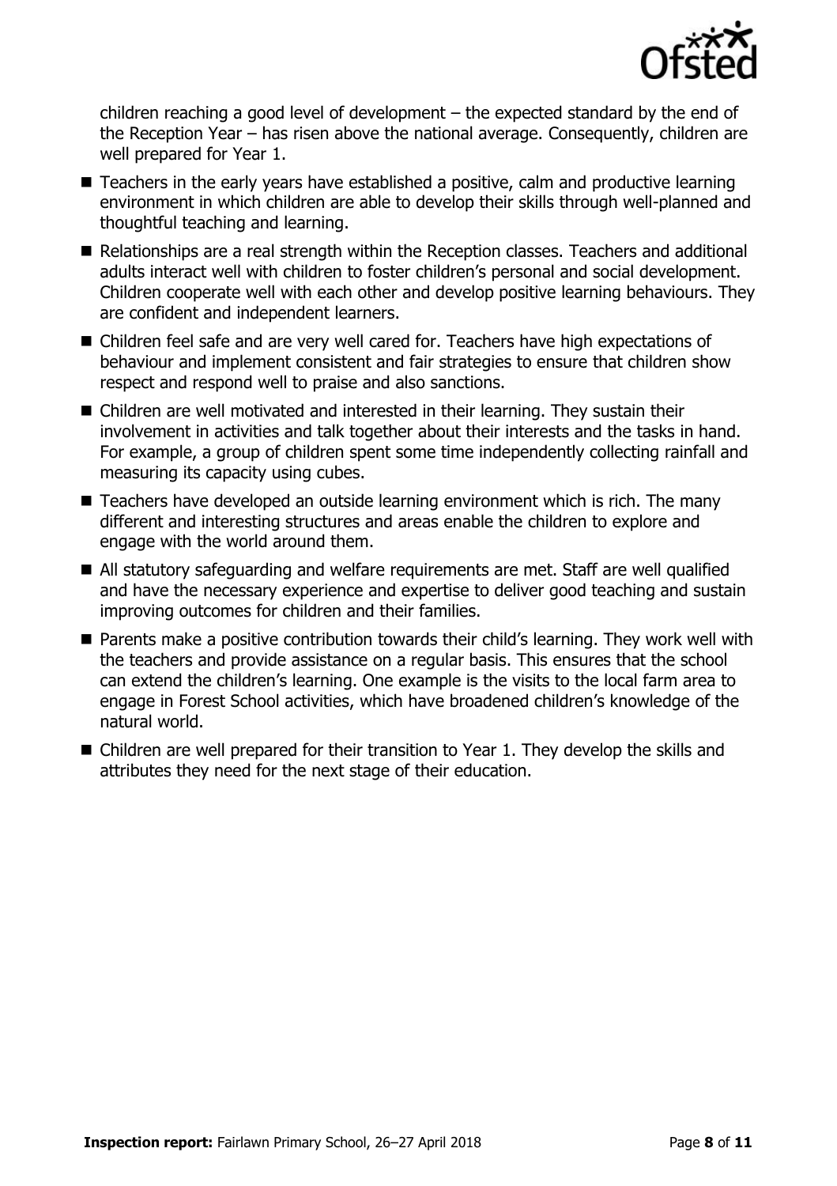children reaching a good level of development – the expected standard by the end of the Reception Year – has risen above the national average. Consequently, children are well prepared for Year 1.

- Teachers in the early years have established a positive, calm and productive learning environment in which children are able to develop their skills through well-planned and thoughtful teaching and learning.
- Relationships are a real strength within the Reception classes. Teachers and additional adults interact well with children to foster children's personal and social development. Children cooperate well with each other and develop positive learning behaviours. They are confident and independent learners.
- Children feel safe and are very well cared for. Teachers have high expectations of behaviour and implement consistent and fair strategies to ensure that children show respect and respond well to praise and also sanctions.
- Children are well motivated and interested in their learning. They sustain their involvement in activities and talk together about their interests and the tasks in hand. For example, a group of children spent some time independently collecting rainfall and measuring its capacity using cubes.
- Teachers have developed an outside learning environment which is rich. The many different and interesting structures and areas enable the children to explore and engage with the world around them.
- All statutory safeguarding and welfare requirements are met. Staff are well qualified and have the necessary experience and expertise to deliver good teaching and sustain improving outcomes for children and their families.
- Parents make a positive contribution towards their child's learning. They work well with the teachers and provide assistance on a regular basis. This ensures that the school can extend the children's learning. One example is the visits to the local farm area to engage in Forest School activities, which have broadened children's knowledge of the natural world.
- Children are well prepared for their transition to Year 1. They develop the skills and attributes they need for the next stage of their education.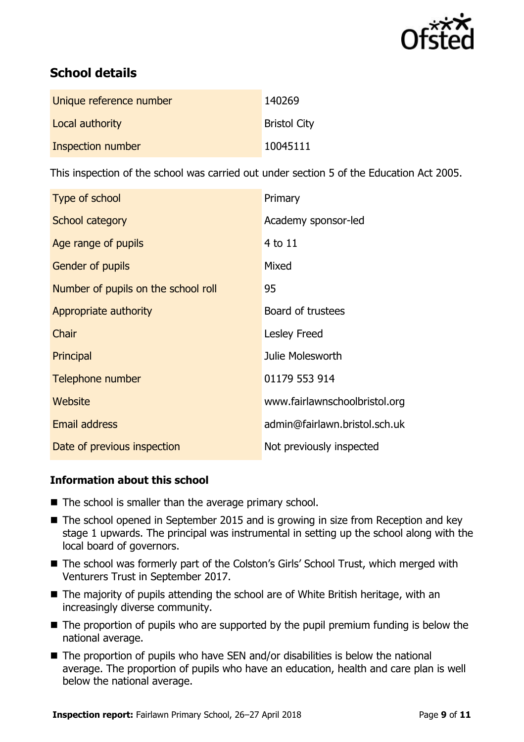## School details

| | |
|---|---|
| Unique reference number | 140269 |
| Local authority | Bristol City |
| Inspection number | 10045111 |

This inspection of the school was carried out under section 5 of the Education Act 2005.

| | |
|---|---|
| Type of school | Primary |
| School category | Academy sponsor-led |
| Age range of pupils | 4 to 11 |
| Gender of pupils | Mixed |
| Number of pupils on the school roll | 95 |
| Appropriate authority | Board of trustees |
| Chair | Lesley Freed |
| Principal | Julie Molesworth |
| Telephone number | 01179 553 914 |
| Website | www.fairlawnschoolbristol.org |
| Email address | admin@fairlawn.bristol.sch.uk |
| Date of previous inspection | Not previously inspected |

### Information about this school

- The school is smaller than the average primary school.
- The school opened in September 2015 and is growing in size from Reception and key stage 1 upwards. The principal was instrumental in setting up the school along with the local board of governors.
- The school was formerly part of the Colston's Girls' School Trust, which merged with Venturers Trust in September 2017.
- The majority of pupils attending the school are of White British heritage, with an increasingly diverse community.
- The proportion of pupils who are supported by the pupil premium funding is below the national average.
- The proportion of pupils who have SEN and/or disabilities is below the national average. The proportion of pupils who have an education, health and care plan is well below the national average.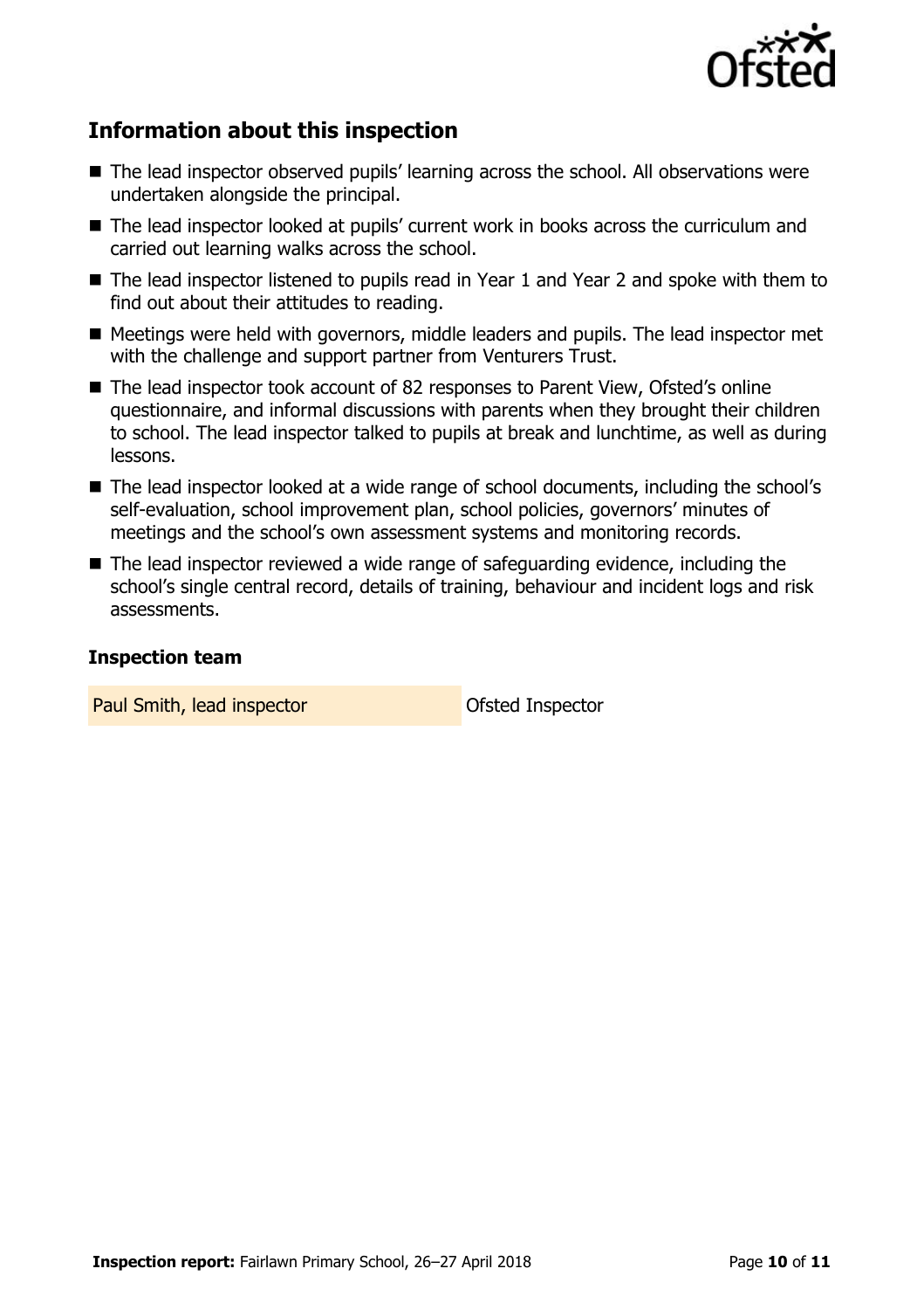## Information about this inspection

- The lead inspector observed pupils' learning across the school. All observations were undertaken alongside the principal.
- The lead inspector looked at pupils' current work in books across the curriculum and carried out learning walks across the school.
- The lead inspector listened to pupils read in Year 1 and Year 2 and spoke with them to find out about their attitudes to reading.
- Meetings were held with governors, middle leaders and pupils. The lead inspector met with the challenge and support partner from Venturers Trust.
- The lead inspector took account of 82 responses to Parent View, Ofsted's online questionnaire, and informal discussions with parents when they brought their children to school. The lead inspector talked to pupils at break and lunchtime, as well as during lessons.
- The lead inspector looked at a wide range of school documents, including the school's self-evaluation, school improvement plan, school policies, governors' minutes of meetings and the school's own assessment systems and monitoring records.
- The lead inspector reviewed a wide range of safeguarding evidence, including the school's single central record, details of training, behaviour and incident logs and risk assessments.

### Inspection team

| | |
|---|---|
| Paul Smith, lead inspector | Ofsted Inspector |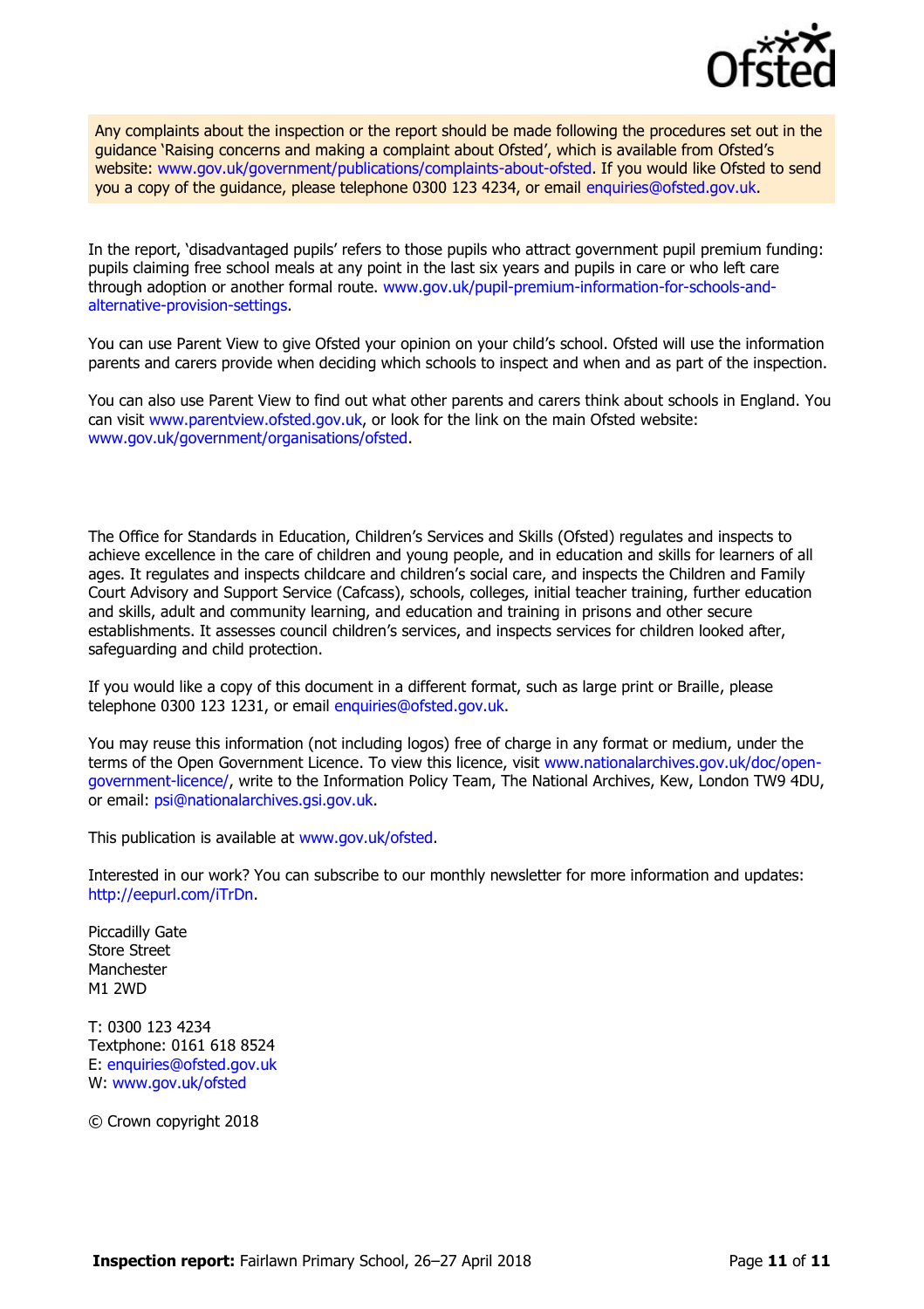Any complaints about the inspection or the report should be made following the procedures set out in the guidance 'Raising concerns and making a complaint about Ofsted', which is available from Ofsted's website: www.gov.uk/government/publications/complaints-about-ofsted. If you would like Ofsted to send you a copy of the guidance, please telephone 0300 123 4234, or email enquiries@ofsted.gov.uk.

In the report, 'disadvantaged pupils' refers to those pupils who attract government pupil premium funding: pupils claiming free school meals at any point in the last six years and pupils in care or who left care through adoption or another formal route. www.gov.uk/pupil-premium-information-for-schools-and-alternative-provision-settings.

You can use Parent View to give Ofsted your opinion on your child's school. Ofsted will use the information parents and carers provide when deciding which schools to inspect and when and as part of the inspection.

You can also use Parent View to find out what other parents and carers think about schools in England. You can visit www.parentview.ofsted.gov.uk, or look for the link on the main Ofsted website: www.gov.uk/government/organisations/ofsted.

The Office for Standards in Education, Children's Services and Skills (Ofsted) regulates and inspects to achieve excellence in the care of children and young people, and in education and skills for learners of all ages. It regulates and inspects childcare and children's social care, and inspects the Children and Family Court Advisory and Support Service (Cafcass), schools, colleges, initial teacher training, further education and skills, adult and community learning, and education and training in prisons and other secure establishments. It assesses council children's services, and inspects services for children looked after, safeguarding and child protection.

If you would like a copy of this document in a different format, such as large print or Braille, please telephone 0300 123 1231, or email enquiries@ofsted.gov.uk.

You may reuse this information (not including logos) free of charge in any format or medium, under the terms of the Open Government Licence. To view this licence, visit www.nationalarchives.gov.uk/doc/open-government-licence/, write to the Information Policy Team, The National Archives, Kew, London TW9 4DU, or email: psi@nationalarchives.gsi.gov.uk.

This publication is available at www.gov.uk/ofsted.

Interested in our work? You can subscribe to our monthly newsletter for more information and updates: http://eepurl.com/iTrDn.

Piccadilly Gate
Store Street
Manchester
M1 2WD

T: 0300 123 4234
Textphone: 0161 618 8524
E: enquiries@ofsted.gov.uk
W: www.gov.uk/ofsted

© Crown copyright 2018